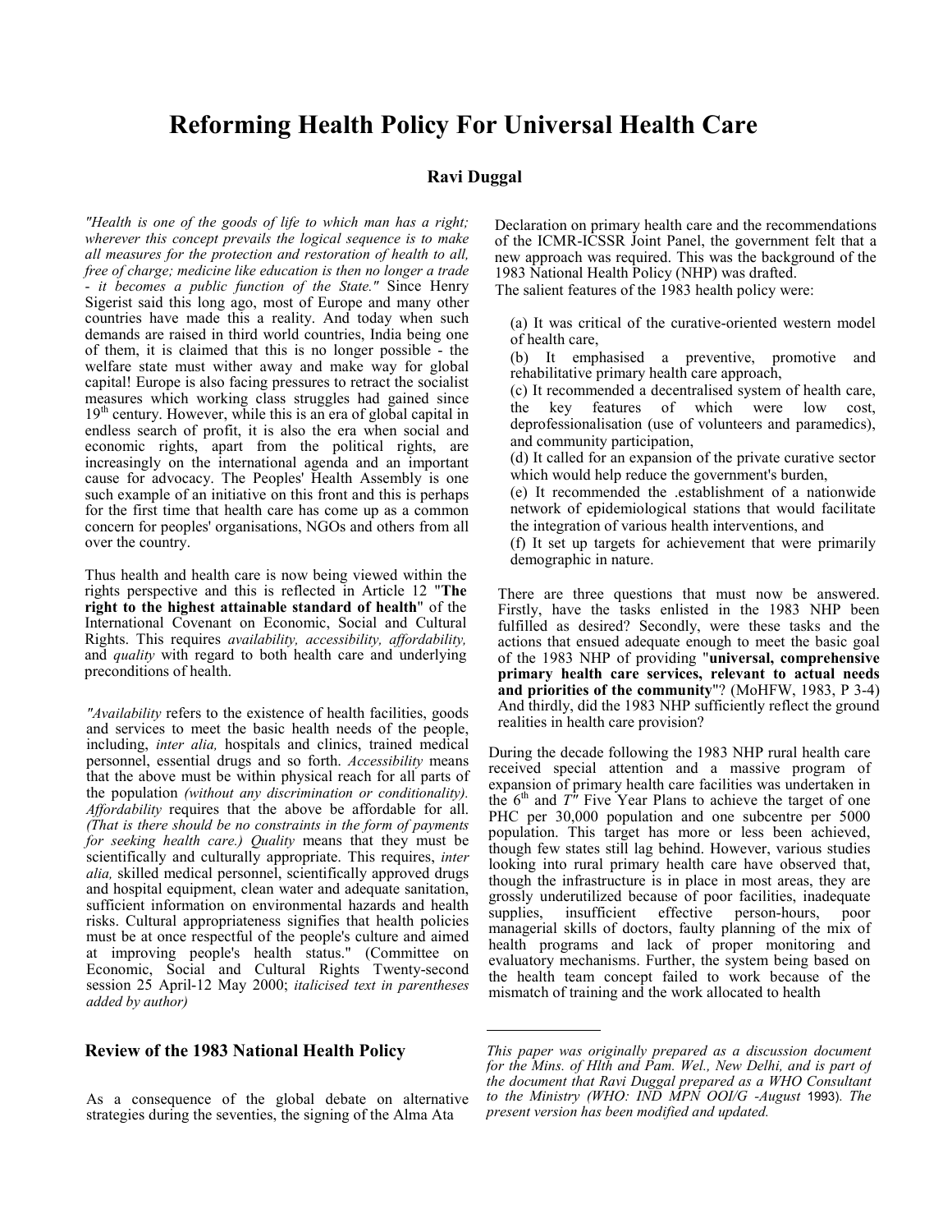# Reforming Health Policy For Universal Health Care

**Ravi Duggal**

*"Health is one of the goods of life to which man has a right; wherever this concept prevails the logical sequence is to make all measures for the protection and restoration of health to all, free of charge; medicine like education is then no longer a trade - it becomes a public function of the State."* Since Henry Sigerist said this long ago, most of Europe and many other countries have made this a reality. And today when such demands are raised in third world countries, India being one of them, it is claimed that this is no longer possible - the welfare state must wither away and make way for global capital! Europe is also facing pressures to retract the socialist measures which working class struggles had gained since 19th century. However, while this is an era of global capital in endless search of profit, it is also the era when social and economic rights, apart from the political rights, are increasingly on the international agenda and an important cause for advocacy. The Peoples' Health Assembly is one such example of an initiative on this front and this is perhaps for the first time that health care has come up as a common concern for peoples' organisations, NGOs and others from all over the country.

Thus health and health care is now being viewed within the rights perspective and this is reflected in Article 12 "**The right to the highest attainable standard of health**" of the International Covenant on Economic, Social and Cultural Rights. This requires *availability, accessibility, affordability,* and *quality* with regard to both health care and underlying preconditions of health.

*"Availability* refers to the existence of health facilities, goods and services to meet the basic health needs of the people, including, *inter alia,* hospitals and clinics, trained medical personnel, essential drugs and so forth. *Accessibility* means that the above must be within physical reach for all parts of the population *(without any discrimination or conditionality). Affordability* requires that the above be affordable for all. *(That is there should be no constraints in the form of payments for seeking health care.) Quality* means that they must be scientifically and culturally appropriate. This requires, *inter alia,* skilled medical personnel, scientifically approved drugs and hospital equipment, clean water and adequate sanitation, sufficient information on environmental hazards and health risks. Cultural appropriateness signifies that health policies must be at once respectful of the people's culture and aimed at improving people's health status." (Committee on Economic, Social and Cultural Rights Twenty-second session 25 April-12 May 2000; *italicised text in parentheses added by author)*

## Review of the 1983 National Health Policy

As a consequence of the global debate on alternative strategies during the seventies, the signing of the Alma Ata Declaration on primary health care and the recommendations of the ICMR-ICSSR Joint Panel, the government felt that a new approach was required. This was the background of the 1983 National Health Policy (NHP) was drafted.

The salient features of the 1983 health policy were:

(a) It was critical of the curative-oriented western model of health care,

(b) It emphasised a preventive, promotive and rehabilitative primary health care approach,

(c) It recommended a decentralised system of health care, the key features of which were low cost, deprofessionalisation (use of volunteers and paramedics), and community participation,

(d) It called for an expansion of the private curative sector which would help reduce the government's burden,

(e) It recommended the .establishment of a nationwide network of epidemiological stations that would facilitate the integration of various health interventions, and

(f) It set up targets for achievement that were primarily demographic in nature.

There are three questions that must now be answered. Firstly, have the tasks enlisted in the 1983 NHP been fulfilled as desired? Secondly, were these tasks and the actions that ensued adequate enough to meet the basic goal of the 1983 NHP of providing "**universal, comprehensive primary health care services, relevant to actual needs and priorities of the community**"? (MoHFW, 1983, P 3-4) And thirdly, did the 1983 NHP sufficiently reflect the ground realities in health care provision?

During the decade following the 1983 NHP rural health care received special attention and a massive program of expansion of primary health care facilities was undertaken in the 6th and 7th Five Year Plans to achieve the target of one PHC per 30,000 population and one subcentre per 5000 population. This target has more or less been achieved, though few states still lag behind. However, various studies looking into rural primary health care have observed that, though the infrastructure is in place in most areas, they are grossly underutilized because of poor facilities, inadequate supplies, insufficient effective person-hours, poor managerial skills of doctors, faulty planning of the mix of health programs and lack of proper monitoring and evaluatory mechanisms. Further, the system being based on the health team concept failed to work because of the mismatch of training and the work allocated to health

---

*This paper was originally prepared as a discussion document for the Mins. of Hlth and Pam. Wel., New Delhi, and is part of the document that Ravi Duggal prepared as a WHO Consultant to the Ministry (WHO: IND MPN OOI/G -August* 1993). *The present version has been modified and updated.*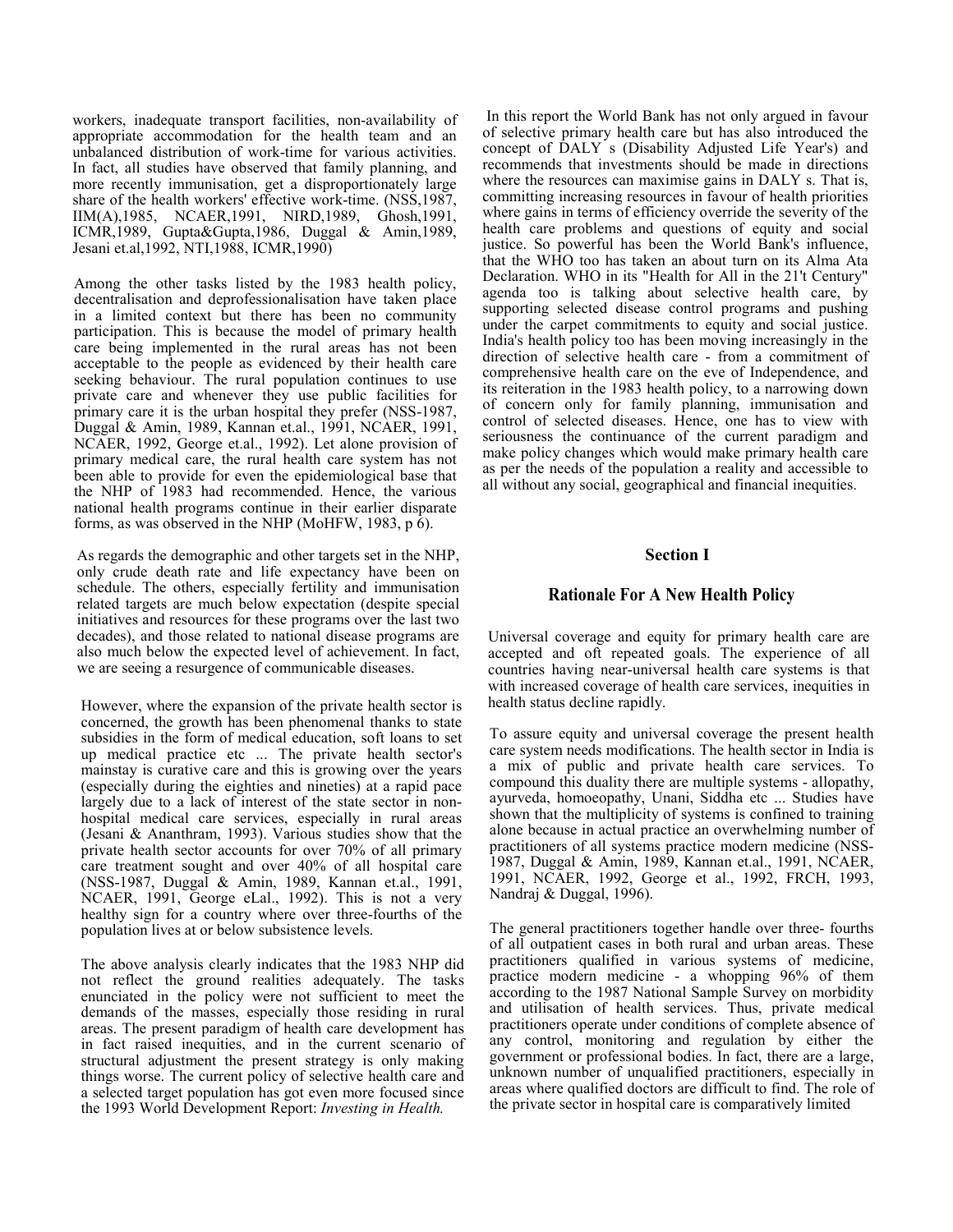workers, inadequate transport facilities, non-availability of appropriate accommodation for the health team and an unbalanced distribution of work-time for various activities. In fact, all studies have observed that family planning, and more recently immunisation, get a disproportionately large share of the health workers' effective work-time. (NSS,1987, IIM(A),1985, NCAER,1991, NIRD,1989, Ghosh,1991, ICMR,1989, Gupta&Gupta,1986, Duggal & Amin,1989, Jesani et.al,1992, NTI,1988, ICMR,1990)

Among the other tasks listed by the 1983 health policy, decentralisation and deprofessionalisation have taken place in a limited context but there has been no community participation. This is because the model of primary health care being implemented in the rural areas has not been acceptable to the people as evidenced by their health care seeking behaviour. The rural population continues to use private care and whenever they use public facilities for primary care it is the urban hospital they prefer (NSS-1987, Duggal & Amin, 1989, Kannan et.al., 1991, NCAER, 1991, NCAER, 1992, George et.al., 1992). Let alone provision of primary medical care, the rural health care system has not been able to provide for even the epidemiological base that the NHP of 1983 had recommended. Hence, the various national health programs continue in their earlier disparate forms, as was observed in the NHP (MoHFW, 1983, p 6).

As regards the demographic and other targets set in the NHP, only crude death rate and life expectancy have been on schedule. The others, especially fertility and immunisation related targets are much below expectation (despite special initiatives and resources for these programs over the last two decades), and those related to national disease programs are also much below the expected level of achievement. In fact, we are seeing a resurgence of communicable diseases.

However, where the expansion of the private health sector is concerned, the growth has been phenomenal thanks to state subsidies in the form of medical education, soft loans to set up medical practice etc ... The private health sector's mainstay is curative care and this is growing over the years (especially during the eighties and nineties) at a rapid pace largely due to a lack of interest of the state sector in non-hospital medical care services, especially in rural areas (Jesani & Ananthram, 1993). Various studies show that the private health sector accounts for over 70% of all primary care treatment sought and over 40% of all hospital care (NSS-1987, Duggal & Amin, 1989, Kannan et.al., 1991, NCAER, 1991, George eLal., 1992). This is not a very healthy sign for a country where over three-fourths of the population lives at or below subsistence levels.

The above analysis clearly indicates that the 1983 NHP did not reflect the ground realities adequately. The tasks enunciated in the policy were not sufficient to meet the demands of the masses, especially those residing in rural areas. The present paradigm of health care development has in fact raised inequities, and in the current scenario of structural adjustment the present strategy is only making things worse. The current policy of selective health care and a selected target population has got even more focused since the 1993 World Development Report: *Investing in Health.*

In this report the World Bank has not only argued in favour of selective primary health care but has also introduced the concept of DALY s (Disability Adjusted Life Year's) and recommends that investments should be made in directions where the resources can maximise gains in DALY s. That is, committing increasing resources in favour of health priorities where gains in terms of efficiency override the severity of the health care problems and questions of equity and social justice. So powerful has been the World Bank's influence, that the WHO too has taken an about turn on its Alma Ata Declaration. WHO in its "Health for All in the 21't Century" agenda too is talking about selective health care, by supporting selected disease control programs and pushing under the carpet commitments to equity and social justice. India's health policy too has been moving increasingly in the direction of selective health care - from a commitment of comprehensive health care on the eve of Independence, and its reiteration in the 1983 health policy, to a narrowing down of concern only for family planning, immunisation and control of selected diseases. Hence, one has to view with seriousness the continuance of the current paradigm and make policy changes which would make primary health care as per the needs of the population a reality and accessible to all without any social, geographical and financial inequities.

## Section I

### Rationale For A New Health Policy

Universal coverage and equity for primary health care are accepted and oft repeated goals. The experience of all countries having near-universal health care systems is that with increased coverage of health care services, inequities in health status decline rapidly.

To assure equity and universal coverage the present health care system needs modifications. The health sector in India is a mix of public and private health care services. To compound this duality there are multiple systems - allopathy, ayurveda, homoeopathy, Unani, Siddha etc ... Studies have shown that the multiplicity of systems is confined to training alone because in actual practice an overwhelming number of practitioners of all systems practice modern medicine (NSS-1987, Duggal & Amin, 1989, Kannan et.al., 1991, NCAER, 1991, NCAER, 1992, George et al., 1992, FRCH, 1993, Nandraj & Duggal, 1996).

The general practitioners together handle over three- fourths of all outpatient cases in both rural and urban areas. These practitioners qualified in various systems of medicine, practice modern medicine - a whopping 96% of them according to the 1987 National Sample Survey on morbidity and utilisation of health services. Thus, private medical practitioners operate under conditions of complete absence of any control, monitoring and regulation by either the government or professional bodies. In fact, there are a large, unknown number of unqualified practitioners, especially in areas where qualified doctors are difficult to find. The role of the private sector in hospital care is comparatively limited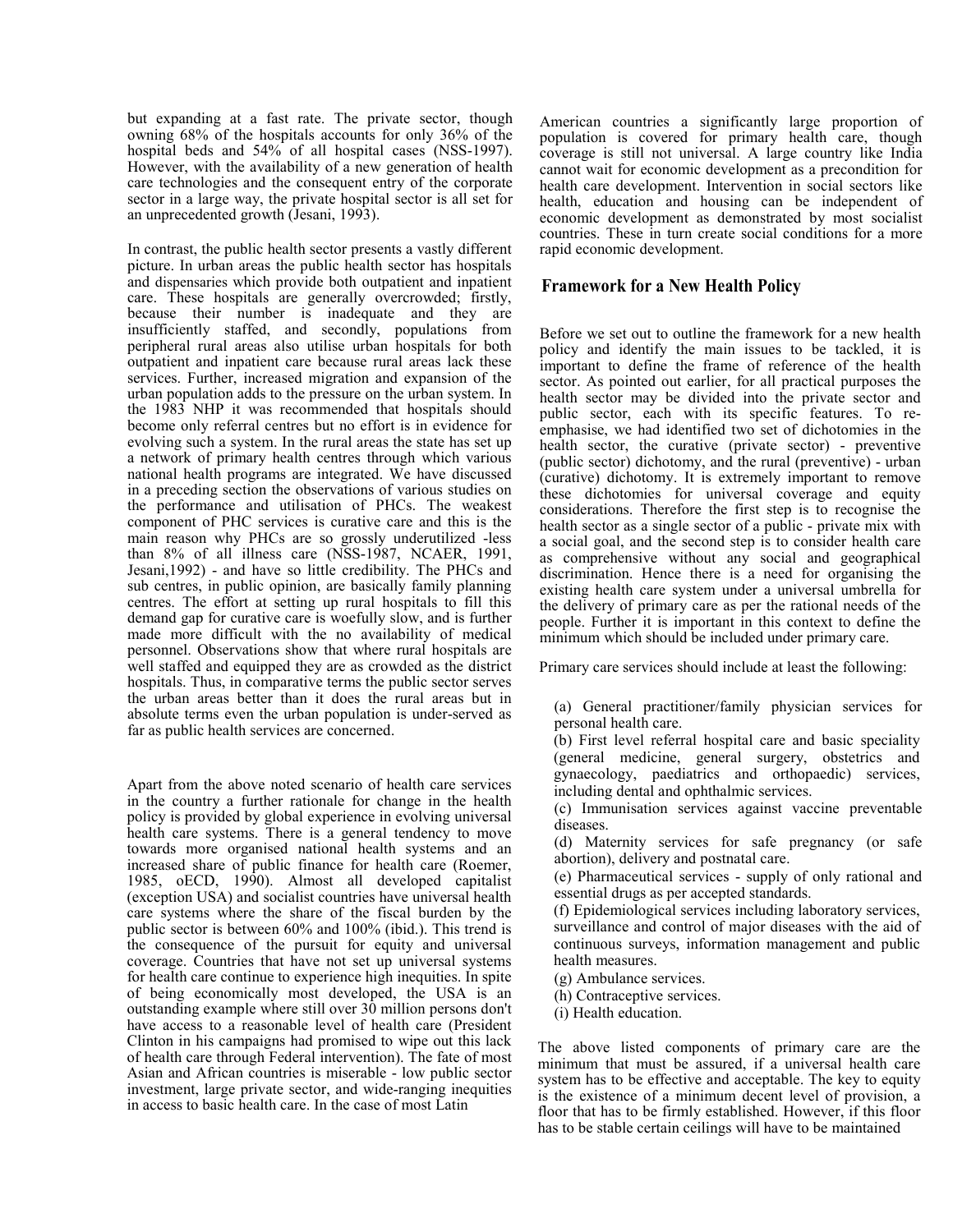but expanding at a fast rate. The private sector, though owning 68% of the hospitals accounts for only 36% of the hospital beds and 54% of all hospital cases (NSS-1997). However, with the availability of a new generation of health care technologies and the consequent entry of the corporate sector in a large way, the private hospital sector is all set for an unprecedented growth (Jesani, 1993).

In contrast, the public health sector presents a vastly different picture. In urban areas the public health sector has hospitals and dispensaries which provide both outpatient and inpatient care. These hospitals are generally overcrowded; firstly, because their number is inadequate and they are insufficiently staffed, and secondly, populations from peripheral rural areas also utilise urban hospitals for both outpatient and inpatient care because rural areas lack these services. Further, increased migration and expansion of the urban population adds to the pressure on the urban system. In the 1983 NHP it was recommended that hospitals should become only referral centres but no effort is in evidence for evolving such a system. In the rural areas the state has set up a network of primary health centres through which various national health programs are integrated. We have discussed in a preceding section the observations of various studies on the performance and utilisation of PHCs. The weakest component of PHC services is curative care and this is the main reason why PHCs are so grossly underutilized -less than 8% of all illness care (NSS-1987, NCAER, 1991, Jesani,1992) - and have so little credibility. The PHCs and sub centres, in public opinion, are basically family planning centres. The effort at setting up rural hospitals to fill this demand gap for curative care is woefully slow, and is further made more difficult with the no availability of medical personnel. Observations show that where rural hospitals are well staffed and equipped they are as crowded as the district hospitals. Thus, in comparative terms the public sector serves the urban areas better than it does the rural areas but in absolute terms even the urban population is under-served as far as public health services are concerned.

Apart from the above noted scenario of health care services in the country a further rationale for change in the health policy is provided by global experience in evolving universal health care systems. There is a general tendency to move towards more organised national health systems and an increased share of public finance for health care (Roemer, 1985, oECD, 1990). Almost all developed capitalist (exception USA) and socialist countries have universal health care systems where the share of the fiscal burden by the public sector is between 60% and 100% (ibid.). This trend is the consequence of the pursuit for equity and universal coverage. Countries that have not set up universal systems for health care continue to experience high inequities. In spite of being economically most developed, the USA is an outstanding example where still over 30 million persons don't have access to a reasonable level of health care (President Clinton in his campaigns had promised to wipe out this lack of health care through Federal intervention). The fate of most Asian and African countries is miserable - low public sector investment, large private sector, and wide-ranging inequities in access to basic health care. In the case of most Latin American countries a significantly large proportion of population is covered for primary health care, though coverage is still not universal. A large country like India cannot wait for economic development as a precondition for health care development. Intervention in social sectors like health, education and housing can be independent of economic development as demonstrated by most socialist countries. These in turn create social conditions for a more rapid economic development.

## Framework for a New Health Policy

Before we set out to outline the framework for a new health policy and identify the main issues to be tackled, it is important to define the frame of reference of the health sector. As pointed out earlier, for all practical purposes the health sector may be divided into the private sector and public sector, each with its specific features. To re-emphasise, we had identified two set of dichotomies in the health sector, the curative (private sector) - preventive (public sector) dichotomy, and the rural (preventive) - urban (curative) dichotomy. It is extremely important to remove these dichotomies for universal coverage and equity considerations. Therefore the first step is to recognise the health sector as a single sector of a public - private mix with a social goal, and the second step is to consider health care as comprehensive without any social and geographical discrimination. Hence there is a need for organising the existing health care system under a universal umbrella for the delivery of primary care as per the rational needs of the people. Further it is important in this context to define the minimum which should be included under primary care.

Primary care services should include at least the following:

(a) General practitioner/family physician services for personal health care.
(b) First level referral hospital care and basic speciality (general medicine, general surgery, obstetrics and gynaecology, paediatrics and orthopaedic) services, including dental and ophthalmic services.
(c) Immunisation services against vaccine preventable diseases.
(d) Maternity services for safe pregnancy (or safe abortion), delivery and postnatal care.
(e) Pharmaceutical services - supply of only rational and essential drugs as per accepted standards.
(f) Epidemiological services including laboratory services, surveillance and control of major diseases with the aid of continuous surveys, information management and public health measures.
(g) Ambulance services.
(h) Contraceptive services.
(i) Health education.

The above listed components of primary care are the minimum that must be assured, if a universal health care system has to be effective and acceptable. The key to equity is the existence of a minimum decent level of provision, a floor that has to be firmly established. However, if this floor has to be stable certain ceilings will have to be maintained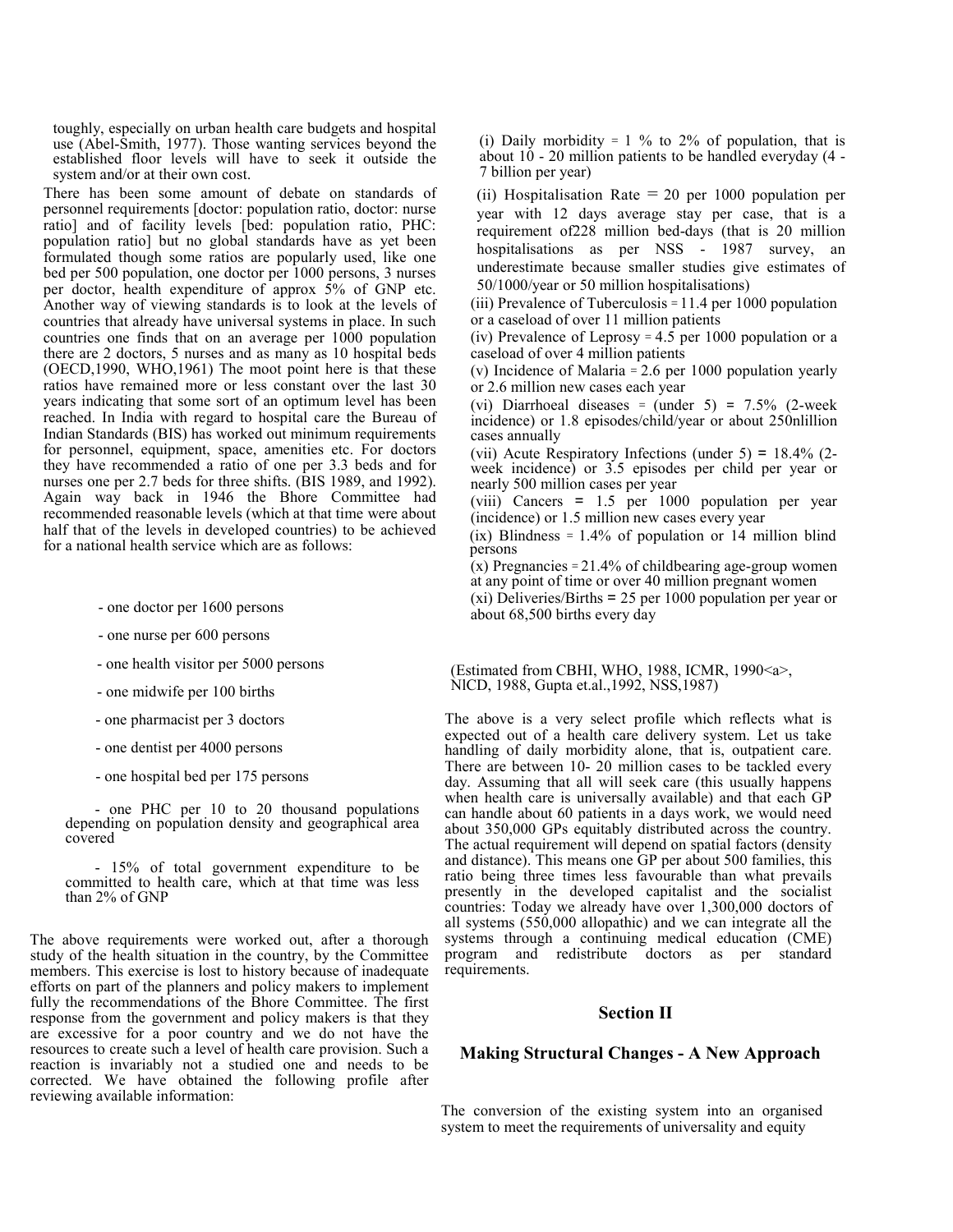toughly, especially on urban health care budgets and hospital use (Abel-Smith, 1977). Those wanting services beyond the established floor levels will have to seek it outside the system and/or at their own cost.

There has been some amount of debate on standards of personnel requirements [doctor: population ratio, doctor: nurse ratio] and of facility levels [bed: population ratio, PHC: population ratio] but no global standards have as yet been formulated though some ratios are popularly used, like one bed per 500 population, one doctor per 1000 persons, 3 nurses per doctor, health expenditure of approx 5% of GNP etc. Another way of viewing standards is to look at the levels of countries that already have universal systems in place. In such countries one finds that on an average per 1000 population there are 2 doctors, 5 nurses and as many as 10 hospital beds (OECD,1990, WHO,1961) The moot point here is that these ratios have remained more or less constant over the last 30 years indicating that some sort of an optimum level has been reached. In India with regard to hospital care the Bureau of Indian Standards (BIS) has worked out minimum requirements for personnel, equipment, space, amenities etc. For doctors they have recommended a ratio of one per 3.3 beds and for nurses one per 2.7 beds for three shifts. (BIS 1989, and 1992). Again way back in 1946 the Bhore Committee had recommended reasonable levels (which at that time were about half that of the levels in developed countries) to be achieved for a national health service which are as follows:

- one doctor per 1600 persons
- one nurse per 600 persons
- one health visitor per 5000 persons
- one midwife per 100 births
- one pharmacist per 3 doctors
- one dentist per 4000 persons
- one hospital bed per 175 persons
- one PHC per 10 to 20 thousand populations depending on population density and geographical area covered
- 15% of total government expenditure to be committed to health care, which at that time was less than 2% of GNP

The above requirements were worked out, after a thorough study of the health situation in the country, by the Committee members. This exercise is lost to history because of inadequate efforts on part of the planners and policy makers to implement fully the recommendations of the Bhore Committee. The first response from the government and policy makers is that they are excessive for a poor country and we do not have the resources to create such a level of health care provision. Such a reaction is invariably not a studied one and needs to be corrected. We have obtained the following profile after reviewing available information:

(i) Daily morbidity = 1 % to 2% of population, that is about 10 - 20 million patients to be handled everyday (4 - 7 billion per year)

(ii) Hospitalisation Rate = 20 per 1000 population per year with 12 days average stay per case, that is a requirement of228 million bed-days (that is 20 million hospitalisations as per NSS - 1987 survey, an underestimate because smaller studies give estimates of 50/1000/year or 50 million hospitalisations)

(iii) Prevalence of Tuberculosis = 11.4 per 1000 population or a caseload of over 11 million patients

(iv) Prevalence of Leprosy = 4.5 per 1000 population or a caseload of over 4 million patients

(v) Incidence of Malaria = 2.6 per 1000 population yearly or 2.6 million new cases each year

(vi) Diarrhoeal diseases = (under 5) = 7.5% (2-week incidence) or 1.8 episodes/child/year or about 250nlillion cases annually

(vii) Acute Respiratory Infections (under 5) = 18.4% (2-week incidence) or 3.5 episodes per child per year or nearly 500 million cases per year

(viii) Cancers = 1.5 per 1000 population per year (incidence) or 1.5 million new cases every year

(ix) Blindness = 1.4% of population or 14 million blind persons

(x) Pregnancies = 21.4% of childbearing age-group women at any point of time or over 40 million pregnant women

(xi) Deliveries/Births = 25 per 1000 population per year or about 68,500 births every day

(Estimated from CBHI, WHO, 1988, ICMR, 1990<a>, NICD, 1988, Gupta et.al.,1992, NSS,1987)

The above is a very select profile which reflects what is expected out of a health care delivery system. Let us take handling of daily morbidity alone, that is, outpatient care. There are between 10- 20 million cases to be tackled every day. Assuming that all will seek care (this usually happens when health care is universally available) and that each GP can handle about 60 patients in a days work, we would need about 350,000 GPs equitably distributed across the country. The actual requirement will depend on spatial factors (density and distance). This means one GP per about 500 families, this ratio being three times less favourable than what prevails presently in the developed capitalist and the socialist countries: Today we already have over 1,300,000 doctors of all systems (550,000 allopathic) and we can integrate all the systems through a continuing medical education (CME) program and redistribute doctors as per standard requirements.

## Section II

## Making Structural Changes - A New Approach

The conversion of the existing system into an organised system to meet the requirements of universality and equity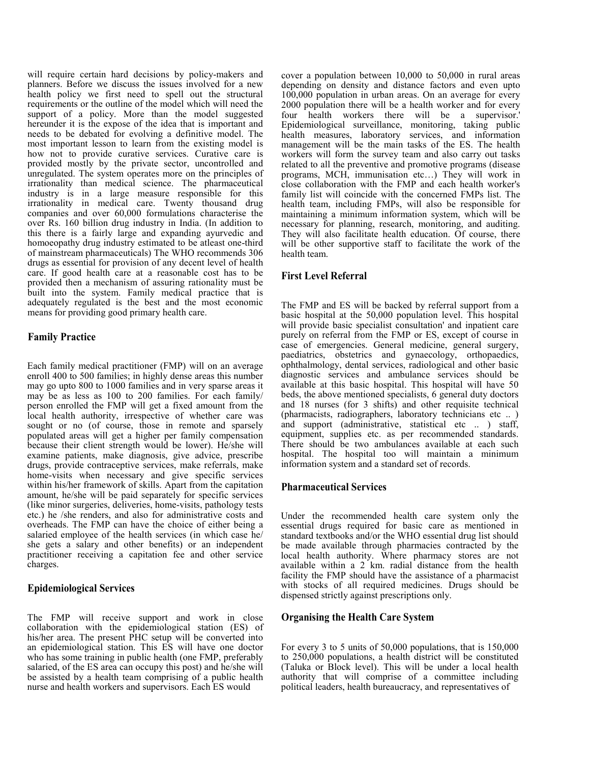will require certain hard decisions by policy-makers and planners. Before we discuss the issues involved for a new health policy we first need to spell out the structural requirements or the outline of the model which will need the support of a policy. More than the model suggested hereunder it is the expose of the idea that is important and needs to be debated for evolving a definitive model. The most important lesson to learn from the existing model is how not to provide curative services. Curative care is provided mostly by the private sector, uncontrolled and unregulated. The system operates more on the principles of irrationality than medical science. The pharmaceutical industry is in a large measure responsible for this irrationality in medical care. Twenty thousand drug companies and over 60,000 formulations characterise the over Rs. 160 billion drug industry in India. (In addition to this there is a fairly large and expanding ayurvedic and homoeopathy drug industry estimated to be atleast one-third of mainstream pharmaceuticals) The WHO recommends 306 drugs as essential for provision of any decent level of health care. If good health care at a reasonable cost has to be provided then a mechanism of assuring rationality must be built into the system. Family medical practice that is adequately regulated is the best and the most economic means for providing good primary health care.

## Family Practice

Each family medical practitioner (FMP) will on an average enroll 400 to 500 families; in highly dense areas this number may go upto 800 to 1000 families and in very sparse areas it may be as less as 100 to 200 families. For each family/ person enrolled the FMP will get a fixed amount from the local health authority, irrespective of whether care was sought or no (of course, those in remote and sparsely populated areas will get a higher per family compensation because their client strength would be lower). He/she will examine patients, make diagnosis, give advice, prescribe drugs, provide contraceptive services, make referrals, make home-visits when necessary and give specific services within his/her framework of skills. Apart from the capitation amount, he/she will be paid separately for specific services (like minor surgeries, deliveries, home-visits, pathology tests etc.) he /she renders, and also for administrative costs and overheads. The FMP can have the choice of either being a salaried employee of the health services (in which case he/ she gets a salary and other benefits) or an independent practitioner receiving a capitation fee and other service charges.

## Epidemiological Services

The FMP will receive support and work in close collaboration with the epidemiological station (ES) of his/her area. The present PHC setup will be converted into an epidemiological station. This ES will have one doctor who has some training in public health (one FMP, preferably salaried, of the ES area can occupy this post) and he/she will be assisted by a health team comprising of a public health nurse and health workers and supervisors. Each ES would cover a population between 10,000 to 50,000 in rural areas depending on density and distance factors and even upto 100,000 population in urban areas. On an average for every 2000 population there will be a health worker and for every four health workers there will be a supervisor.' Epidemiological surveillance, monitoring, taking public health measures, laboratory services, and information management will be the main tasks of the ES. The health workers will form the survey team and also carry out tasks related to all the preventive and promotive programs (disease programs, MCH, immunisation etc…) They will work in close collaboration with the FMP and each health worker's family list will coincide with the concerned FMPs list. The health team, including FMPs, will also be responsible for maintaining a minimum information system, which will be necessary for planning, research, monitoring, and auditing. They will also facilitate health education. Of course, there will be other supportive staff to facilitate the work of the health team.

## First Level Referral

The FMP and ES will be backed by referral support from a basic hospital at the 50,000 population level. This hospital will provide basic specialist consultation' and inpatient care purely on referral from the FMP or ES, except of course in case of emergencies. General medicine, general surgery, paediatrics, obstetrics and gynaecology, orthopaedics, ophthalmology, dental services, radiological and other basic diagnostic services and ambulance services should be available at this basic hospital. This hospital will have 50 beds, the above mentioned specialists, 6 general duty doctors and 18 nurses (for 3 shifts) and other requisite technical (pharmacists, radiographers, laboratory technicians etc .. ) and support (administrative, statistical etc .. ) staff, equipment, supplies etc. as per recommended standards. There should be two ambulances available at each such hospital. The hospital too will maintain a minimum information system and a standard set of records.

## Pharmaceutical Services

Under the recommended health care system only the essential drugs required for basic care as mentioned in standard textbooks and/or the WHO essential drug list should be made available through pharmacies contracted by the local health authority. Where pharmacy stores are not available within a 2 km. radial distance from the health facility the FMP should have the assistance of a pharmacist with stocks of all required medicines. Drugs should be dispensed strictly against prescriptions only.

## Organising the Health Care System

For every 3 to 5 units of 50,000 populations, that is 150,000 to 250,000 populations, a health district will be constituted (Taluka or Block level). This will be under a local health authority that will comprise of a committee including political leaders, health bureaucracy, and representatives of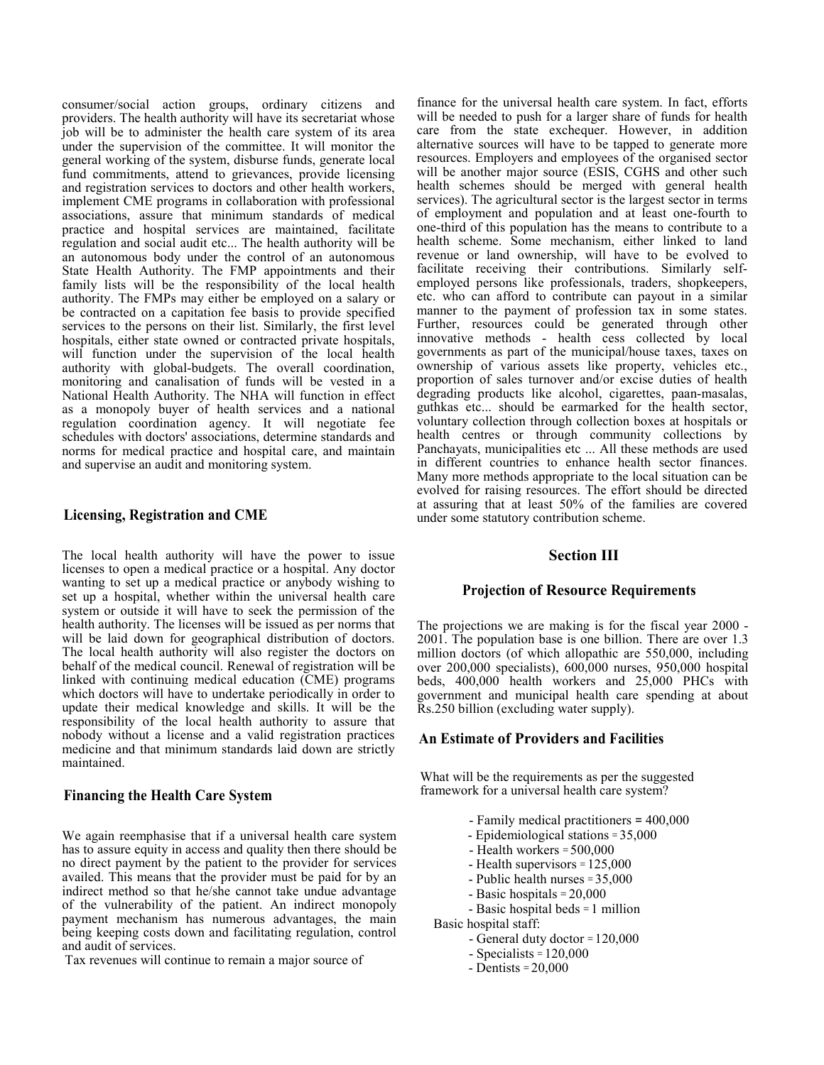consumer/social action groups, ordinary citizens and providers. The health authority will have its secretariat whose job will be to administer the health care system of its area under the supervision of the committee. It will monitor the general working of the system, disburse funds, generate local fund commitments, attend to grievances, provide licensing and registration services to doctors and other health workers, implement CME programs in collaboration with professional associations, assure that minimum standards of medical practice and hospital services are maintained, facilitate regulation and social audit etc... The health authority will be an autonomous body under the control of an autonomous State Health Authority. The FMP appointments and their family lists will be the responsibility of the local health authority. The FMPs may either be employed on a salary or be contracted on a capitation fee basis to provide specified services to the persons on their list. Similarly, the first level hospitals, either state owned or contracted private hospitals, will function under the supervision of the local health authority with global-budgets. The overall coordination, monitoring and canalisation of funds will be vested in a National Health Authority. The NHA will function in effect as a monopoly buyer of health services and a national regulation coordination agency. It will negotiate fee schedules with doctors' associations, determine standards and norms for medical practice and hospital care, and maintain and supervise an audit and monitoring system.

### Licensing, Registration and CME

The local health authority will have the power to issue licenses to open a medical practice or a hospital. Any doctor wanting to set up a medical practice or anybody wishing to set up a hospital, whether within the universal health care system or outside it will have to seek the permission of the health authority. The licenses will be issued as per norms that will be laid down for geographical distribution of doctors. The local health authority will also register the doctors on behalf of the medical council. Renewal of registration will be linked with continuing medical education (CME) programs which doctors will have to undertake periodically in order to update their medical knowledge and skills. It will be the responsibility of the local health authority to assure that nobody without a license and a valid registration practices medicine and that minimum standards laid down are strictly maintained.

### Financing the Health Care System

We again reemphasise that if a universal health care system has to assure equity in access and quality then there should be no direct payment by the patient to the provider for services availed. This means that the provider must be paid for by an indirect method so that he/she cannot take undue advantage of the vulnerability of the patient. An indirect monopoly payment mechanism has numerous advantages, the main being keeping costs down and facilitating regulation, control and audit of services.

Tax revenues will continue to remain a major source of finance for the universal health care system. In fact, efforts will be needed to push for a larger share of funds for health care from the state exchequer. However, in addition alternative sources will have to be tapped to generate more resources. Employers and employees of the organised sector will be another major source (ESIS, CGHS and other such health schemes should be merged with general health services). The agricultural sector is the largest sector in terms of employment and population and at least one-fourth to one-third of this population has the means to contribute to a health scheme. Some mechanism, either linked to land revenue or land ownership, will have to be evolved to facilitate receiving their contributions. Similarly self-employed persons like professionals, traders, shopkeepers, etc. who can afford to contribute can payout in a similar manner to the payment of profession tax in some states. Further, resources could be generated through other innovative methods - health cess collected by local governments as part of the municipal/house taxes, taxes on ownership of various assets like property, vehicles etc., proportion of sales turnover and/or excise duties of health degrading products like alcohol, cigarettes, paan-masalas, guthkas etc... should be earmarked for the health sector, voluntary collection through collection boxes at hospitals or health centres or through community collections by Panchayats, municipalities etc ... All these methods are used in different countries to enhance health sector finances. Many more methods appropriate to the local situation can be evolved for raising resources. The effort should be directed at assuring that at least 50% of the families are covered under some statutory contribution scheme.

## Section III

### Projection of Resource Requirements

The projections we are making is for the fiscal year 2000 - 2001. The population base is one billion. There are over 1.3 million doctors (of which allopathic are 550,000, including over 200,000 specialists), 600,000 nurses, 950,000 hospital beds, 400,000 health workers and 25,000 PHCs with government and municipal health care spending at about Rs.250 billion (excluding water supply).

### An Estimate of Providers and Facilities

What will be the requirements as per the suggested framework for a universal health care system?

- Family medical practitioners = 400,000
- Epidemiological stations = 35,000
- Health workers = 500,000
- Health supervisors = 125,000
- Public health nurses = 35,000
- Basic hospitals = 20,000
- Basic hospital beds = 1 million

Basic hospital staff:

- General duty doctor = 120,000
- Specialists = 120,000
- Dentists = 20,000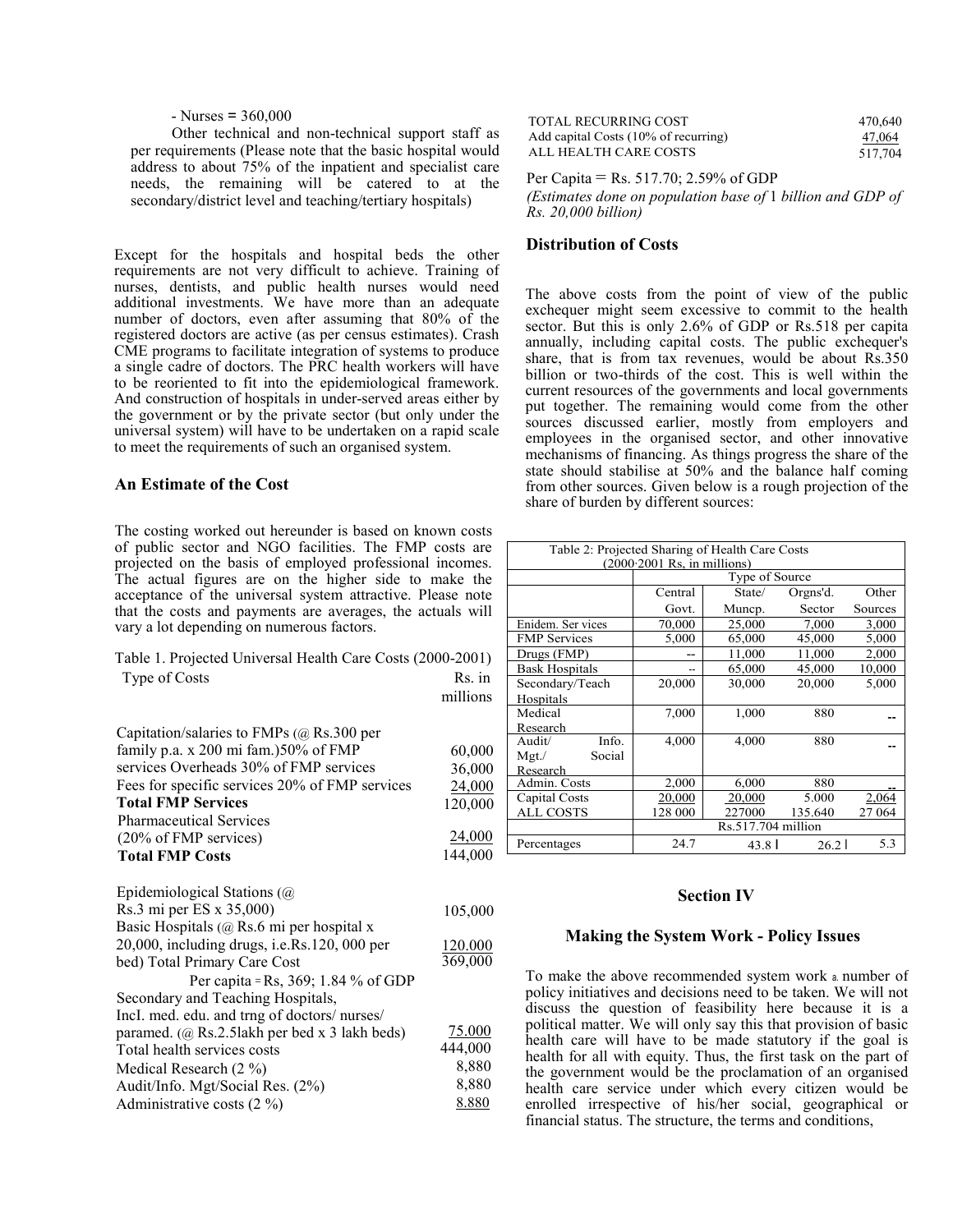- Nurses = 360,000

Other technical and non-technical support staff as per requirements (Please note that the basic hospital would address to about 75% of the inpatient and specialist care needs, the remaining will be catered to at the secondary/district level and teaching/tertiary hospitals)

Except for the hospitals and hospital beds the other requirements are not very difficult to achieve. Training of nurses, dentists, and public health nurses would need additional investments. We have more than an adequate number of doctors, even after assuming that 80% of the registered doctors are active (as per census estimates). Crash CME programs to facilitate integration of systems to produce a single cadre of doctors. The PRC health workers will have to be reoriented to fit into the epidemiological framework. And construction of hospitals in under-served areas either by the government or by the private sector (but only under the universal system) will have to be undertaken on a rapid scale to meet the requirements of such an organised system.

### An Estimate of the Cost

The costing worked out hereunder is based on known costs of public sector and NGO facilities. The FMP costs are projected on the basis of employed professional incomes. The actual figures are on the higher side to make the acceptance of the universal system attractive. Please note that the costs and payments are averages, the actuals will vary a lot depending on numerous factors.

Table 1. Projected Universal Health Care Costs (2000-2001)

| Type of Costs | Rs. in millions |
|---|---|
| Capitation/salaries to FMPs (@ Rs.300 per family p.a. x 200 mi fam.)50% of FMP | 60,000 |
| services Overheads 30% of FMP services | 36,000 |
| Fees for specific services 20% of FMP services | 24,000 |
| **Total FMP Services** | 120,000 |
| Pharmaceutical Services (20% of FMP services) | 24,000 |
| **Total FMP Costs** | 144,000 |
| Epidemiological Stations (@ Rs.3 mi per ES x 35,000) | 105,000 |
| Basic Hospitals (@ Rs.6 mi per hospital x 20,000, including drugs, i.e.Rs.120, 000 per bed) | 120.000 |
| Total Primary Care Cost | 369,000 |
| Per capita = Rs, 369; 1.84 % of GDP | |
| Secondary and Teaching Hospitals, IncI. med. edu. and trng of doctors/ nurses/ paramed. (@ Rs.2.5lakh per bed x 3 lakh beds) | 75.000 |
| Total health services costs | 444,000 |
| Medical Research (2 %) | 8,880 |
| Audit/Info. Mgt/Social Res. (2%) | 8,880 |
| Administrative costs (2 %) | 8.880 |
| TOTAL RECURRING COST | 470,640 |
| Add capital Costs (10% of recurring) | 47,064 |
| ALL HEALTH CARE COSTS | 517,704 |

Per Capita = Rs. 517.70; 2.59% of GDP

*(Estimates done on population base of 1 billion and GDP of Rs. 20,000 billion)*

### Distribution of Costs

The above costs from the point of view of the public exchequer might seem excessive to commit to the health sector. But this is only 2.6% of GDP or Rs.518 per capita annually, including capital costs. The public exchequer's share, that is from tax revenues, would be about Rs.350 billion or two-thirds of the cost. This is well within the current resources of the governments and local governments put together. The remaining would come from the other sources discussed earlier, mostly from employers and employees in the organised sector, and other innovative mechanisms of financing. As things progress the share of the state should stabilise at 50% and the balance half coming from other sources. Given below is a rough projection of the share of burden by different sources:

Table 2: Projected Sharing of Health Care Costs (2000-2001 Rs, in millions)

| | Type of Source | | | |
|---|---|---|---|---|
| | Central Govt. | State/ Muncp. | Orgns'd. Sector | Other Sources |
| Enidem. Ser vices | 70,000 | 25,000 | 7,000 | 3,000 |
| FMP Services | 5,000 | 65,000 | 45,000 | 5,000 |
| Drugs (FMP) | -- | 11,000 | 11,000 | 2,000 |
| Bask Hospitals | -- | 65,000 | 45,000 | 10,000 |
| Secondary/Teach Hospitals | 20,000 | 30,000 | 20,000 | 5,000 |
| Medical Research | 7,000 | 1,000 | 880 | -- |
| Audit/ Info. Mgt./ Social Research | 4,000 | 4,000 | 880 | -- |
| Admin. Costs | 2,000 | 6,000 | 880 | -- |
| Capital Costs | 20,000 | 20,000 | 5.000 | 2,064 |
| ALL COSTS | 128 000 | 227000 | 135.640 | 27 064 |
| | Rs.517.704 million | | | |
| Percentages | 24.7 | 43.8 | 26.2 | 5.3 |

### Section IV

### Making the System Work - Policy Issues

To make the above recommended system work a number of policy initiatives and decisions need to be taken. We will not discuss the question of feasibility here because it is a political matter. We will only say this that provision of basic health care will have to be made statutory if the goal is health for all with equity. Thus, the first task on the part of the government would be the proclamation of an organised health care service under which every citizen would be enrolled irrespective of his/her social, geographical or financial status. The structure, the terms and conditions,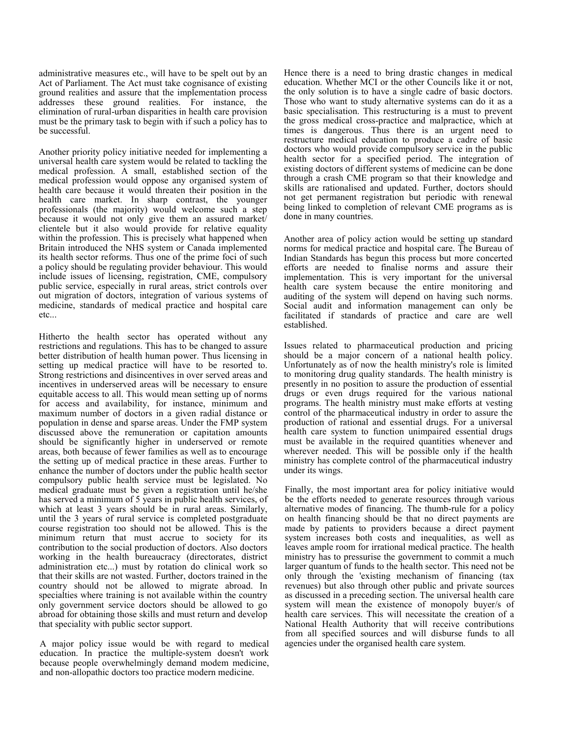administrative measures etc., will have to be spelt out by an Act of Parliament. The Act must take cognisance of existing ground realities and assure that the implementation process addresses these ground realities. For instance, the elimination of rural-urban disparities in health care provision must be the primary task to begin with if such a policy has to be successful.

Another priority policy initiative needed for implementing a universal health care system would be related to tackling the medical profession. A small, established section of the medical profession would oppose any organised system of health care because it would threaten their position in the health care market. In sharp contrast, the younger professionals (the majority) would welcome such a step because it would not only give them an assured market/ clientele but it also would provide for relative equality within the profession. This is precisely what happened when Britain introduced the NHS system or Canada implemented its health sector reforms. Thus one of the prime foci of such a policy should be regulating provider behaviour. This would include issues of licensing, registration, CME, compulsory public service, especially in rural areas, strict controls over out migration of doctors, integration of various systems of medicine, standards of medical practice and hospital care etc...

Hitherto the health sector has operated without any restrictions and regulations. This has to be changed to assure better distribution of health human power. Thus licensing in setting up medical practice will have to be resorted to. Strong restrictions and disincentives in over served areas and incentives in underserved areas will be necessary to ensure equitable access to all. This would mean setting up of norms for access and availability, for instance, minimum and maximum number of doctors in a given radial distance or population in dense and sparse areas. Under the FMP system discussed above the remuneration or capitation amounts should be significantly higher in underserved or remote areas, both because of fewer families as well as to encourage the setting up of medical practice in these areas. Further to enhance the number of doctors under the public health sector compulsory public health service must be legislated. No medical graduate must be given a registration until he/she has served a minimum of 5 years in public health services, of which at least 3 years should be in rural areas. Similarly, until the 3 years of rural service is completed postgraduate course registration too should not be allowed. This is the minimum return that must accrue to society for its contribution to the social production of doctors. Also doctors working in the health bureaucracy (directorates, district administration etc...) must by rotation do clinical work so that their skills are not wasted. Further, doctors trained in the country should not be allowed to migrate abroad. In specialties where training is not available within the country only government service doctors should be allowed to go abroad for obtaining those skills and must return and develop that speciality with public sector support.

A major policy issue would be with regard to medical education. In practice the multiple-system doesn't work because people overwhelmingly demand modem medicine, and non-allopathic doctors too practice modern medicine. Hence there is a need to bring drastic changes in medical education. Whether MCI or the other Councils like it or not, the only solution is to have a single cadre of basic doctors. Those who want to study alternative systems can do it as a basic specialisation. This restructuring is a must to prevent the gross medical cross-practice and malpractice, which at times is dangerous. Thus there is an urgent need to restructure medical education to produce a cadre of basic doctors who would provide compulsory service in the public health sector for a specified period. The integration of existing doctors of different systems of medicine can be done through a crash CME program so that their knowledge and skills are rationalised and updated. Further, doctors should not get permanent registration but periodic with renewal being linked to completion of relevant CME programs as is done in many countries.

Another area of policy action would be setting up standard norms for medical practice and hospital care. The Bureau of Indian Standards has begun this process but more concerted efforts are needed to finalise norms and assure their implementation. This is very important for the universal health care system because the entire monitoring and auditing of the system will depend on having such norms. Social audit and information management can only be facilitated if standards of practice and care are well established.

Issues related to pharmaceutical production and pricing should be a major concern of a national health policy. Unfortunately as of now the health ministry's role is limited to monitoring drug quality standards. The health ministry is presently in no position to assure the production of essential drugs or even drugs required for the various national programs. The health ministry must make efforts at vesting control of the pharmaceutical industry in order to assure the production of rational and essential drugs. For a universal health care system to function unimpaired essential drugs must be available in the required quantities whenever and wherever needed. This will be possible only if the health ministry has complete control of the pharmaceutical industry under its wings.

Finally, the most important area for policy initiative would be the efforts needed to generate resources through various alternative modes of financing. The thumb-rule for a policy on health financing should be that no direct payments are made by patients to providers because a direct payment system increases both costs and inequalities, as well as leaves ample room for irrational medical practice. The health ministry has to pressurise the government to commit a much larger quantum of funds to the health sector. This need not be only through the 'existing mechanism of financing (tax revenues) but also through other public and private sources as discussed in a preceding section. The universal health care system will mean the existence of monopoly buyer/s of health care services. This will necessitate the creation of a National Health Authority that will receive contributions from all specified sources and will disburse funds to all agencies under the organised health care system.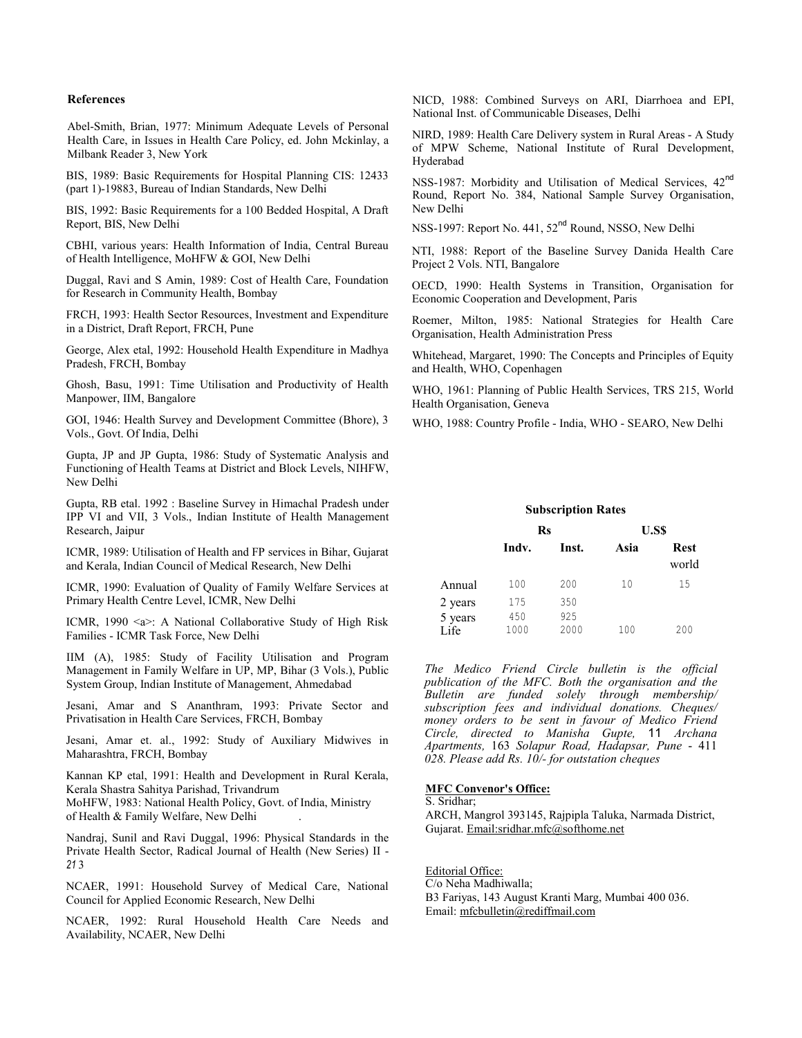### References

Abel-Smith, Brian, 1977: Minimum Adequate Levels of Personal Health Care, in Issues in Health Care Policy, ed. John Mckinlay, a Milbank Reader 3, New York

BIS, 1989: Basic Requirements for Hospital Planning CIS: 12433 (part 1)-19883, Bureau of Indian Standards, New Delhi

BIS, 1992: Basic Requirements for a 100 Bedded Hospital, A Draft Report, BIS, New Delhi

CBHI, various years: Health Information of India, Central Bureau of Health Intelligence, MoHFW & GOI, New Delhi

Duggal, Ravi and S Amin, 1989: Cost of Health Care, Foundation for Research in Community Health, Bombay

FRCH, 1993: Health Sector Resources, Investment and Expenditure in a District, Draft Report, FRCH, Pune

George, Alex etal, 1992: Household Health Expenditure in Madhya Pradesh, FRCH, Bombay

Ghosh, Basu, 1991: Time Utilisation and Productivity of Health Manpower, IIM, Bangalore

GOI, 1946: Health Survey and Development Committee (Bhore), 3 Vols., Govt. Of India, Delhi

Gupta, JP and JP Gupta, 1986: Study of Systematic Analysis and Functioning of Health Teams at District and Block Levels, NIHFW, New Delhi

Gupta, RB etal. 1992 : Baseline Survey in Himachal Pradesh under IPP VI and VII, 3 Vols., Indian Institute of Health Management Research, Jaipur

ICMR, 1989: Utilisation of Health and FP services in Bihar, Gujarat and Kerala, Indian Council of Medical Research, New Delhi

ICMR, 1990: Evaluation of Quality of Family Welfare Services at Primary Health Centre Level, ICMR, New Delhi

ICMR, 1990 <a>: A National Collaborative Study of High Risk Families - ICMR Task Force, New Delhi

IIM (A), 1985: Study of Facility Utilisation and Program Management in Family Welfare in UP, MP, Bihar (3 Vols.), Public System Group, Indian Institute of Management, Ahmedabad

Jesani, Amar and S Ananthram, 1993: Private Sector and Privatisation in Health Care Services, FRCH, Bombay

Jesani, Amar et. al., 1992: Study of Auxiliary Midwives in Maharashtra, FRCH, Bombay

Kannan KP etal, 1991: Health and Development in Rural Kerala, Kerala Shastra Sahitya Parishad, Trivandrum

MoHFW, 1983: National Health Policy, Govt. of India, Ministry of Health & Family Welfare, New Delhi .

Nandraj, Sunil and Ravi Duggal, 1996: Physical Standards in the Private Health Sector, Radical Journal of Health (New Series) II - 213

NCAER, 1991: Household Survey of Medical Care, National Council for Applied Economic Research, New Delhi

NCAER, 1992: Rural Household Health Care Needs and Availability, NCAER, New Delhi

NICD, 1988: Combined Surveys on ARI, Diarrhoea and EPI, National Inst. of Communicable Diseases, Delhi

NIRD, 1989: Health Care Delivery system in Rural Areas - A Study of MPW Scheme, National Institute of Rural Development, Hyderabad

NSS-1987: Morbidity and Utilisation of Medical Services, 42nd Round, Report No. 384, National Sample Survey Organisation, New Delhi

NSS-1997: Report No. 441, 52nd Round, NSSO, New Delhi

NTI, 1988: Report of the Baseline Survey Danida Health Care Project 2 Vols. NTI, Bangalore

OECD, 1990: Health Systems in Transition, Organisation for Economic Cooperation and Development, Paris

Roemer, Milton, 1985: National Strategies for Health Care Organisation, Health Administration Press

Whitehead, Margaret, 1990: The Concepts and Principles of Equity and Health, WHO, Copenhagen

WHO, 1961: Planning of Public Health Services, TRS 215, World Health Organisation, Geneva

WHO, 1988: Country Profile - India, WHO - SEARO, New Delhi

**Subscription Rates**

| | Rs | | U.S$ | |
|---|---|---|---|---|
| | **Indv.** | **Inst.** | **Asia** | **Rest world** |
| Annual | 100 | 200 | 10 | 15 |
| 2 years | 175 | 350 | | |
| 5 years | 450 | 925 | | |
| Life | 1000 | 2000 | 100 | 200 |

*The Medico Friend Circle bulletin is the official publication of the MFC. Both the organisation and the Bulletin are funded solely through membership/ subscription fees and individual donations. Cheques/ money orders to be sent in favour of Medico Friend Circle, directed to Manisha Gupte,* 11 *Archana Apartments,* 163 *Solapur Road, Hadapsar, Pune* - 411 *028. Please add Rs. 10/- for outstation cheques*

**MFC Convenor's Office:**
S. Sridhar;
ARCH, Mangrol 393145, Rajpipla Taluka, Narmada District, Gujarat. Email:sridhar.mfc@softhome.net

Editorial Office:
C/o Neha Madhiwalla;
B3 Fariyas, 143 August Kranti Marg, Mumbai 400 036.
Email: mfcbulletin@rediffmail.com